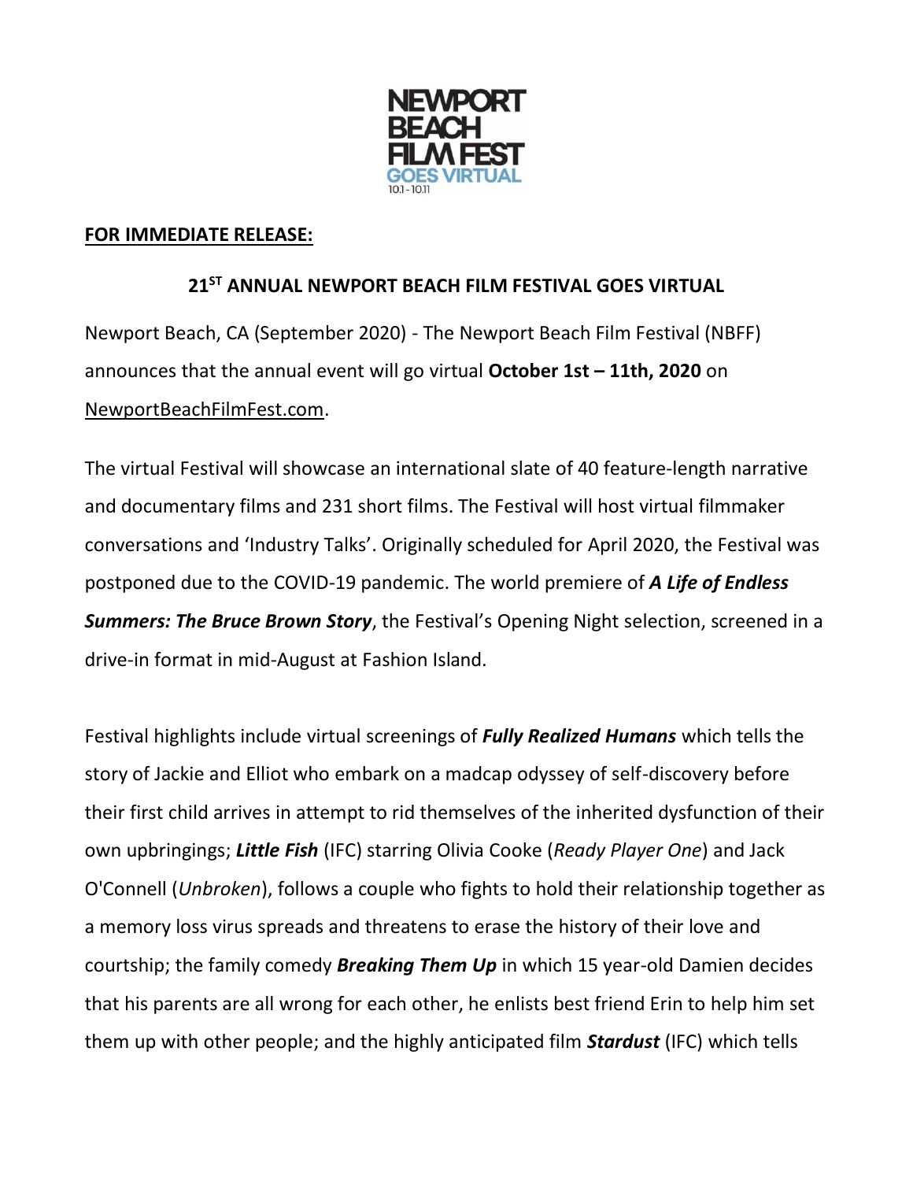NEWPORT BEACH FILM FEST GOES VIRTUAL 10.1 - 10.11

**FOR IMMEDIATE RELEASE:**

# 21ST ANNUAL NEWPORT BEACH FILM FESTIVAL GOES VIRTUAL

Newport Beach, CA (September 2020) - The Newport Beach Film Festival (NBFF) announces that the annual event will go virtual **October 1st – 11th, 2020** on NewportBeachFilmFest.com.

The virtual Festival will showcase an international slate of 40 feature-length narrative and documentary films and 231 short films. The Festival will host virtual filmmaker conversations and 'Industry Talks'. Originally scheduled for April 2020, the Festival was postponed due to the COVID-19 pandemic. The world premiere of ***A Life of Endless Summers: The Bruce Brown Story***, the Festival's Opening Night selection, screened in a drive-in format in mid-August at Fashion Island.

Festival highlights include virtual screenings of ***Fully Realized Humans*** which tells the story of Jackie and Elliot who embark on a madcap odyssey of self-discovery before their first child arrives in attempt to rid themselves of the inherited dysfunction of their own upbringings; ***Little Fish*** (IFC) starring Olivia Cooke (*Ready Player One*) and Jack O'Connell (*Unbroken*), follows a couple who fights to hold their relationship together as a memory loss virus spreads and threatens to erase the history of their love and courtship; the family comedy ***Breaking Them Up*** in which 15 year-old Damien decides that his parents are all wrong for each other, he enlists best friend Erin to help him set them up with other people; and the highly anticipated film ***Stardust*** (IFC) which tells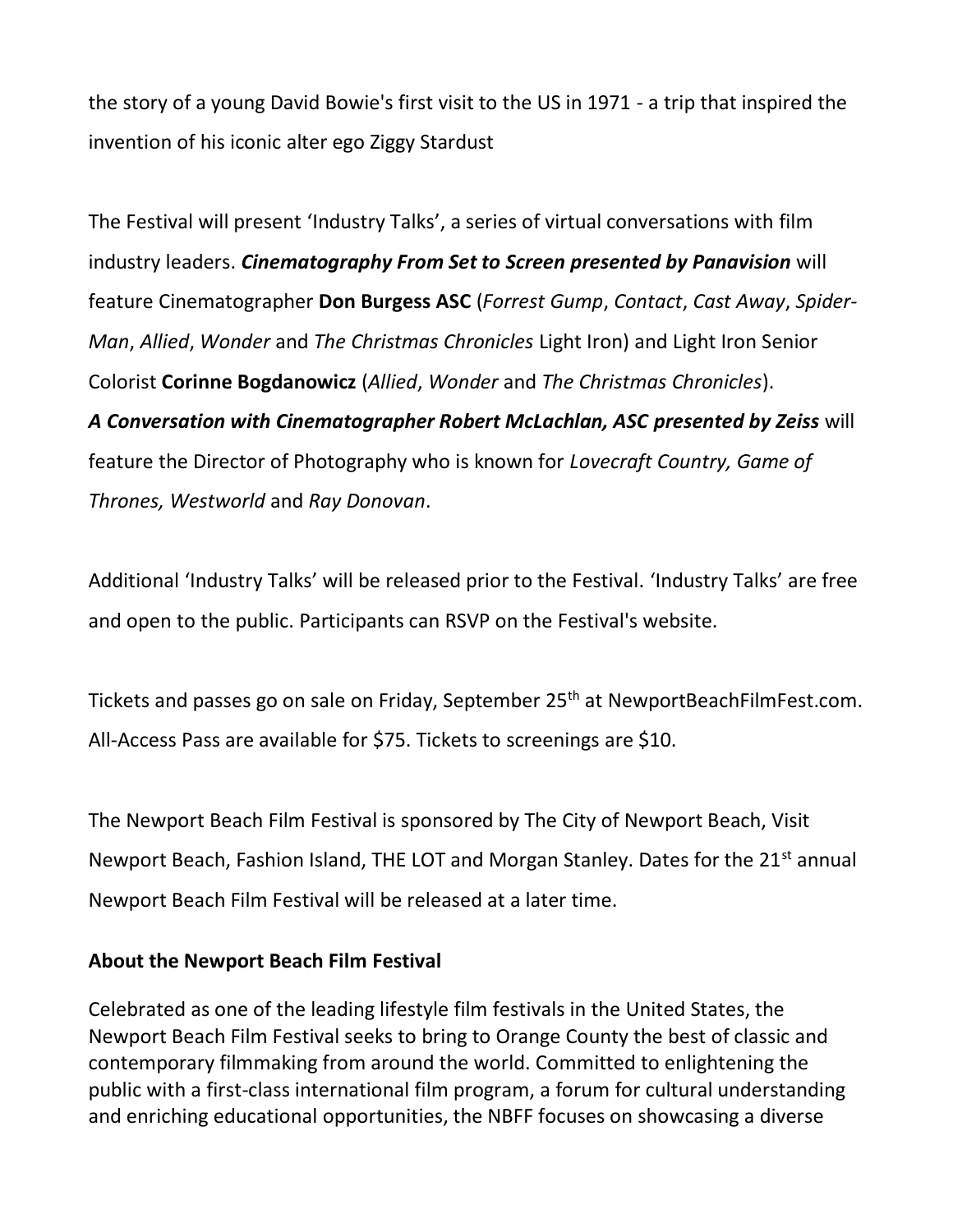the story of a young David Bowie's first visit to the US in 1971 - a trip that inspired the invention of his iconic alter ego Ziggy Stardust

The Festival will present 'Industry Talks', a series of virtual conversations with film industry leaders. ***Cinematography From Set to Screen presented by Panavision*** will feature Cinematographer **Don Burgess ASC** (*Forrest Gump*, *Contact*, *Cast Away*, *Spider-Man*, *Allied*, *Wonder* and *The Christmas Chronicles* Light Iron) and Light Iron Senior Colorist **Corinne Bogdanowicz** (*Allied*, *Wonder* and *The Christmas Chronicles*).
***A Conversation with Cinematographer Robert McLachlan, ASC presented by Zeiss*** will feature the Director of Photography who is known for *Lovecraft Country, Game of Thrones, Westworld* and *Ray Donovan*.

Additional 'Industry Talks' will be released prior to the Festival. 'Industry Talks' are free and open to the public. Participants can RSVP on the Festival's website.

Tickets and passes go on sale on Friday, September 25th at NewportBeachFilmFest.com. All-Access Pass are available for $75. Tickets to screenings are $10.

The Newport Beach Film Festival is sponsored by The City of Newport Beach, Visit Newport Beach, Fashion Island, THE LOT and Morgan Stanley. Dates for the 21st annual Newport Beach Film Festival will be released at a later time.

**About the Newport Beach Film Festival**

Celebrated as one of the leading lifestyle film festivals in the United States, the Newport Beach Film Festival seeks to bring to Orange County the best of classic and contemporary filmmaking from around the world. Committed to enlightening the public with a first-class international film program, a forum for cultural understanding and enriching educational opportunities, the NBFF focuses on showcasing a diverse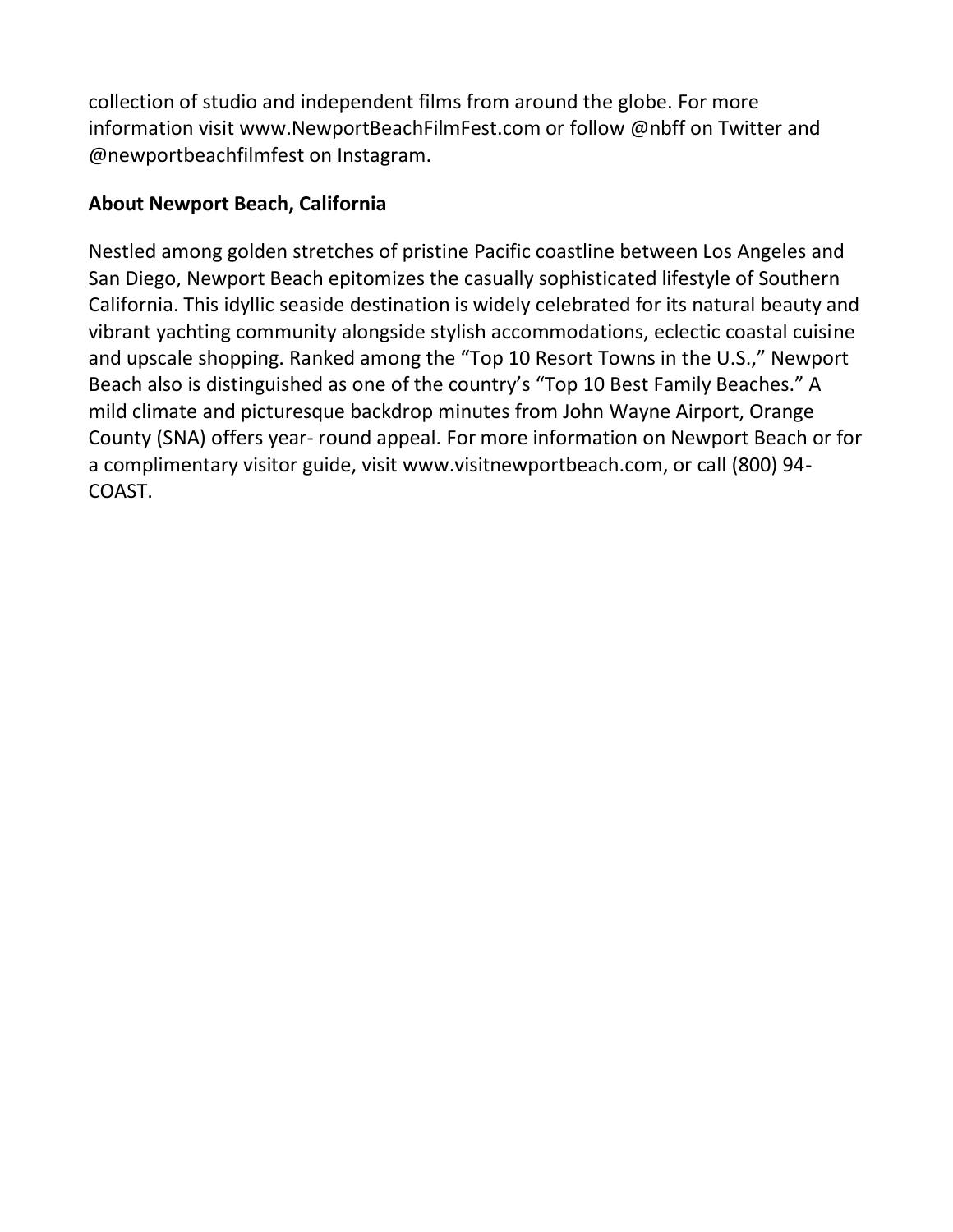collection of studio and independent films from around the globe. For more information visit www.NewportBeachFilmFest.com or follow @nbff on Twitter and @newportbeachfilmfest on Instagram.

**About Newport Beach, California**

Nestled among golden stretches of pristine Pacific coastline between Los Angeles and San Diego, Newport Beach epitomizes the casually sophisticated lifestyle of Southern California. This idyllic seaside destination is widely celebrated for its natural beauty and vibrant yachting community alongside stylish accommodations, eclectic coastal cuisine and upscale shopping. Ranked among the "Top 10 Resort Towns in the U.S.," Newport Beach also is distinguished as one of the country's "Top 10 Best Family Beaches." A mild climate and picturesque backdrop minutes from John Wayne Airport, Orange County (SNA) offers year- round appeal. For more information on Newport Beach or for a complimentary visitor guide, visit www.visitnewportbeach.com, or call (800) 94-COAST.